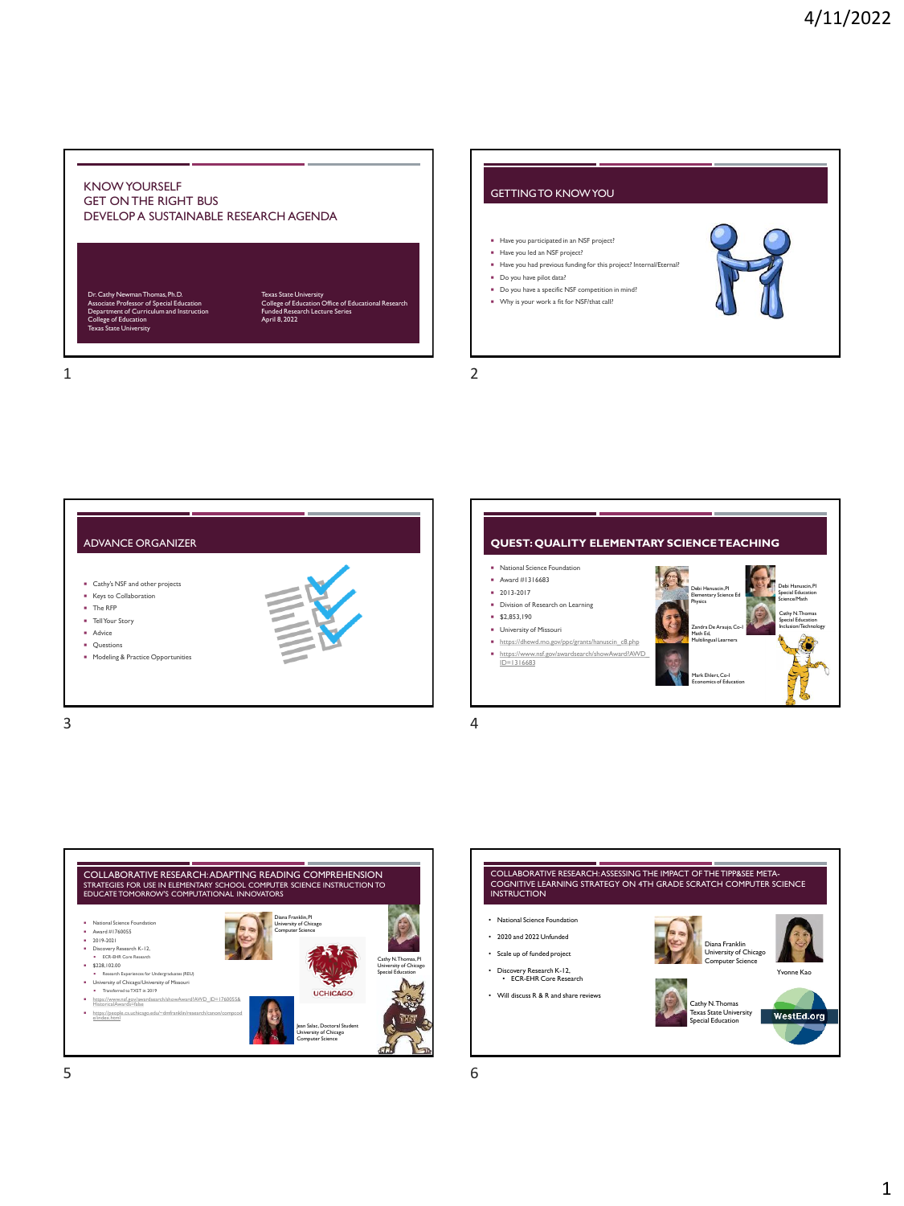# Slide 1

## KNOW YOURSELF
## GET ON THE RIGHT BUS
## DEVELOP A SUSTAINABLE RESEARCH AGENDA

Dr. Cathy Newman Thomas, Ph.D.
Associate Professor of Special Education
Department of Curriculum and Instruction
College of Education
Texas State University

Texas State University
College of Education Office of Educational Research
Funded Research Lecture Series
April 8, 2022

# Slide 2

## GETTING TO KNOW YOU

- Have you participated in an NSF project?
- Have you led an NSF project?
- Have you had previous funding for this project? Internal/Eternal?
- Do you have pilot data?
- Do you have a specific NSF competition in mind?
- Why is your work a fit for NSF/that call?

# Slide 3

## ADVANCE ORGANIZER

- Cathy's NSF and other projects
- Keys to Collaboration
- The RFP
- Tell Your Story
- Advice
- Questions
- Modeling & Practice Opportunities

# Slide 4

## QUEST: QUALITY ELEMENTARY SCIENCE TEACHING

- National Science Foundation
- Award #1316683
- 2013-2017
- Division of Research on Learning
- $2,853,190
- University of Missouri
- https://dhewd.mo.gov/ppc/grants/hanuscin_c8.php
- https://www.nsf.gov/awardsearch/showAward?AWD_ID=1316683

Debi Hanuscin, PI
Elementary Science Ed
Physics

Debi Hanuscin, PI
Special Education
Science/Math

Zandra De Araujo, Co-I
Math Ed,
Multilingual Learners

Cathy N. Thomas
Special Education
Inclusion/Technology

Mark Ehlert, Co-I
Economics of Education

# Slide 5

## COLLABORATIVE RESEARCH: ADAPTING READING COMPREHENSION STRATEGIES FOR USE IN ELEMENTARY SCHOOL COMPUTER SCIENCE INSTRUCTION TO EDUCATE TOMORROW'S COMPUTATIONAL INNOVATORS

- National Science Foundation
- Award #1760055
- 2019-2021
- Discovery Research K-12,
  - ECR-EHR Core Research
- $228,102.00
  - Research Experiences for Undergraduates (REU)
- University of Chicago/University of Missouri
  - Transferred to TXST in 2019
- https://www.nsf.gov/awardsearch/showAward?AWD_ID=1760055&HistoricalAwards=false
- https://people.cs.uchicago.edu/~dmfranklin/research/canon/compcode/index.html

Diana Franklin, PI
University of Chicago
Computer Science

Cathy N. Thomas, PI
University of Chicago
Special Education

UCHICAGO

Jean Salac, Doctoral Student
University of Chicago
Computer Science

# Slide 6

## COLLABORATIVE RESEARCH: ASSESSING THE IMPACT OF THE TIPP&SEE META-COGNITIVE LEARNING STRATEGY ON 4TH GRADE SCRATCH COMPUTER SCIENCE INSTRUCTION

- National Science Foundation
- 2020 and 2022 Unfunded
- Scale up of funded project
- Discovery Research K-12,
  - ECR-EHR Core Research
- Will discuss R & R and share reviews

Diana Franklin
University of Chicago
Computer Science

Yvonne Kao

Cathy N. Thomas
Texas State University
Special Education

WestEd.org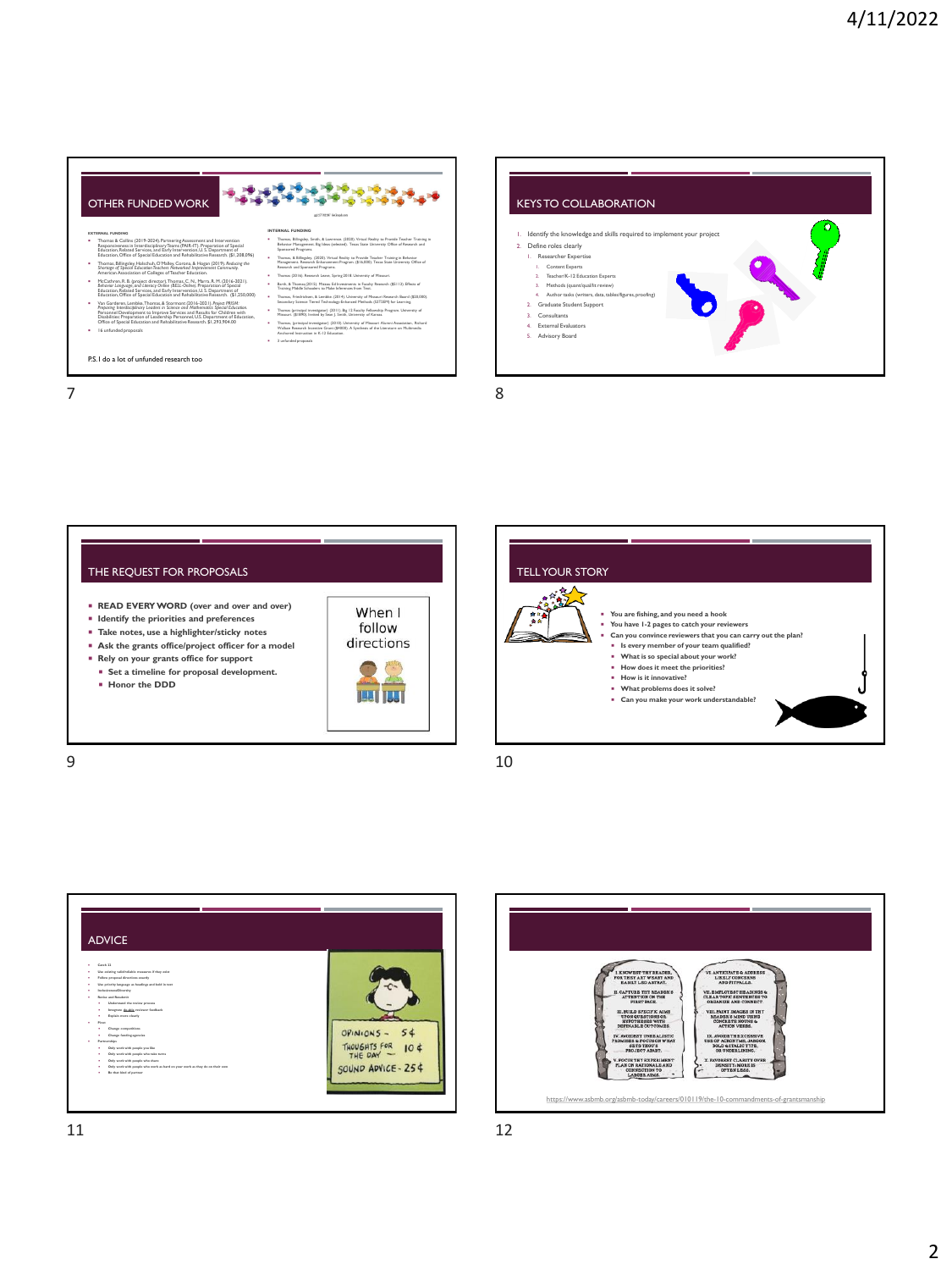## OTHER FUNDED WORK

**EXTERNAL FUNDING**

- Thomas & Collins (2019-2024). Partnering Assessment and Intervention Responsiveness in Interdisciplinary Teams (PAIR-IT). Preparation of Special Education, Related Services, and Early Intervention. U.S. Department of Education, Office of Special Education and Rehabilitative Research. ($1,208,096)
- Thomas, Billingsley, Holochuh, O'Malley, Corona, & Hogan (2019). Reducing the Shortage of Special Education Teachers: Networked Improvement Community. American Association of Colleges of Teacher Education.
- McCathren, R. B. (project director), Thomas, C. N., Marra, R. M. (2016-2021). Behavior, Language, and Literacy Online (BELL-Online). Preparation of Special Education, Related Services, and Early Intervention. U.S. Department of Education, Office of Special Education and Rehabilitative Research. ($1,250,000)
- Van Garderen, Lembke, Thomas, & Stormont (2016-2021). Project PRISM: Preparing Interdisciplinary Leaders in Science and Mathematics Special Education. Personnel Development to Improve Services and Results for Children with Disabilities: Preparation of Leadership Personnel. U.S. Department of Education, Office of Special Education and Rehabilitative Research. $1,293,904.00
- 16 unfunded proposals

**INTERNAL FUNDING**

- Thomas, Billingsley, Smith, & Lawrence. (2020). Virtual Reality to Provide Teacher Training in Behavior Management. Big Ideas (selected). Texas State University Office of Research and Sponsored Programs.
- Thomas, & Billingsley. (2020). Virtual Reality to Provide Teacher Training in Behavior Management. Research Enhancement Program. ($16,000). Texas State University Office of Research and Sponsored Programs.
- Thomas (2016). Research Leave. Spring 2018. University of Missouri.
- Barth, & Thomas (2015). Mizzou Enhancements in Faculty Research ($5112). Effects of Training Middle Schoolers to Make Inferences from Text.
- Thomas, Friedrichsen, & Lembke. (2014). University of Missouri Research Board ($28,000). Secondary Science Tiered Technology Enhanced Methods (S2TTEM) for Learning.
- Thomas (principal investigator) (2011). Big 12 Faculty Fellowship Program. University of Missouri. ($1890). Invited by Sean J. Smith, University of Kansas.
- Thomas, (principal investigator) (2010). University of Missouri Alumni Association, Richard Wallace Research Incentive Grant ($4000). A Synthesis of the Literature on Multimedia Anchored Instruction in K-12 Education.
- 3 unfunded proposals

P.S. I do a lot of unfunded research too

## KEYS TO COLLABORATION

1. Identify the knowledge and skills required to implement your project
2. Define roles clearly
   1. Researcher Expertise
      1. Content Experts
      2. Teacher/K-12 Education Experts
      3. Methods (quant/qual/lit review)
      4. Author tasks (writers, data, tables/figures, proofing)
   2. Graduate Student Support
   3. Consultants
   4. External Evaluators
   5. Advisory Board

## THE REQUEST FOR PROPOSALS

- **READ EVERY WORD (over and over and over)**
- **Identify the priorities and preferences**
- **Take notes, use a highlighter/sticky notes**
- **Ask the grants office/project officer for a model**
- **Rely on your grants office for support**
  - **Set a timeline for proposal development.**
  - **Honor the DDD**

When I follow directions

## TELL YOUR STORY

- **You are fishing, and you need a hook**
- **You have 1-2 pages to catch your reviewers**
- **Can you convince reviewers that you can carry out the plan?**
  - **Is every member of your team qualified?**
  - **What is so special about your work?**
  - **How does it meet the priorities?**
  - **How is it innovative?**
  - **What problems does it solve?**
  - **Can you make your work understandable?**

## ADVICE

- Catch 22
- Use existing edit/editable resources if they exist
- Follow proposal directions exactly
- Use priority language as headings and bold in text
- Inclusiveness/Diversity
- Review and Resubmit
  - Understand the review process
  - Integrate the reviewer feedback
  - Explain more clearly
- Pivot
  - Change competitions
  - Change funding agencies
- Partnerships
  - Only work with people you like
  - Only work with people who take turns
  - Only work with people who share
  - Only work with people who work as hard on your work as they do on their own
  - Be that kind of partner

OPINIONS – 5¢
THOUGHTS FOR THE DAY – 10¢
SOUND ADVICE – 25¢

I. KNOW THY READER, FOR THEY ART WEARY AND EASILY LED ASTRAY.
II. CAPTURE THY READER'S ATTENTION ON THE FIRST PAGE.
III. BUILD SPECIFIC AIMS UPON QUESTIONS OR HYPOTHESES WITH DEFENSIBLE OUTCOMES.
IV. AVOIDEST UNREALISTIC PROMISES & FOCUS ON WHAT SETS THY PROJECT APART.
V. FOCUS THY EXPERIMENT PLAN ON RATIONALE AND CONNECTION TO LARGER AIMS.
VI. ANTICIPATE & ADDRESS LIKELY CONCERNS AND PITFALLS.
VII. EMPLOY HEADINGS & CLEAR TOPIC SENTENCES TO ORGANIZE AND CONNECT.
VIII. PAINT IMAGES IN THY READER'S MIND USING CONCRETE NOUNS & ACTION VERBS.
IX. AVOIDEST EXCESSIVE USE OF ACRONYMS, JARGON, BOLD & ITALIC TYPE, OR UNDERLINING.
X. FAVOREST CLARITY OVER DENSITY: MORE IS OFTEN LESS.

https://www.asbmb.org/asbmb-today/careers/010119/the-10-commandments-of-grantsmanship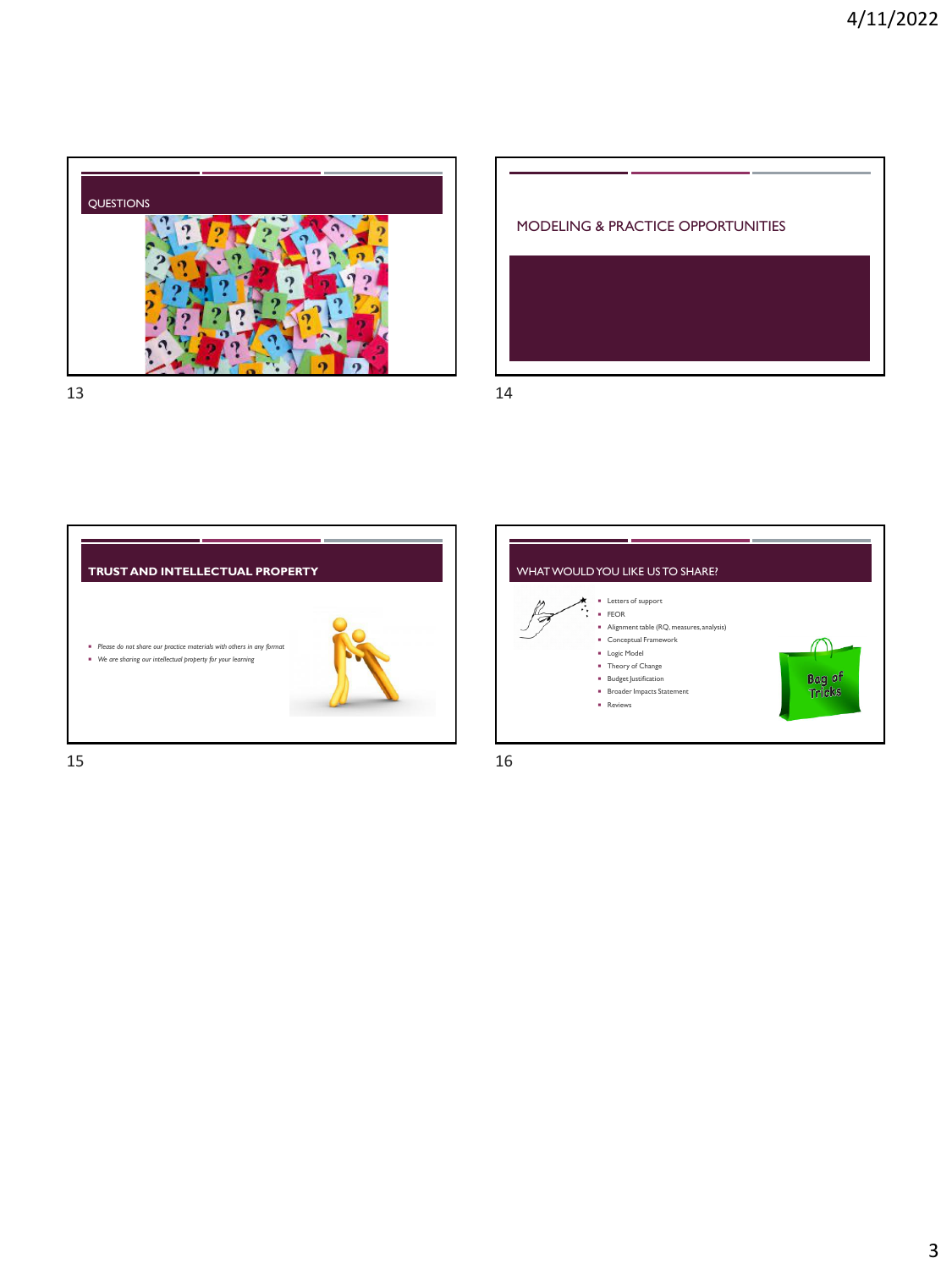## QUESTIONS

## MODELING & PRACTICE OPPORTUNITIES

## TRUST AND INTELLECTUAL PROPERTY

- *Please do not share our practice materials with others in any format*
- *We are sharing our intellectual property for your learning*

## WHAT WOULD YOU LIKE US TO SHARE?

- Letters of support
- FEOR
- Alignment table (RQ, measures, analysis)
- Conceptual Framework
- Logic Model
- Theory of Change
- Budget Justification
- Broader Impacts Statement
- Reviews

Bag of Tricks